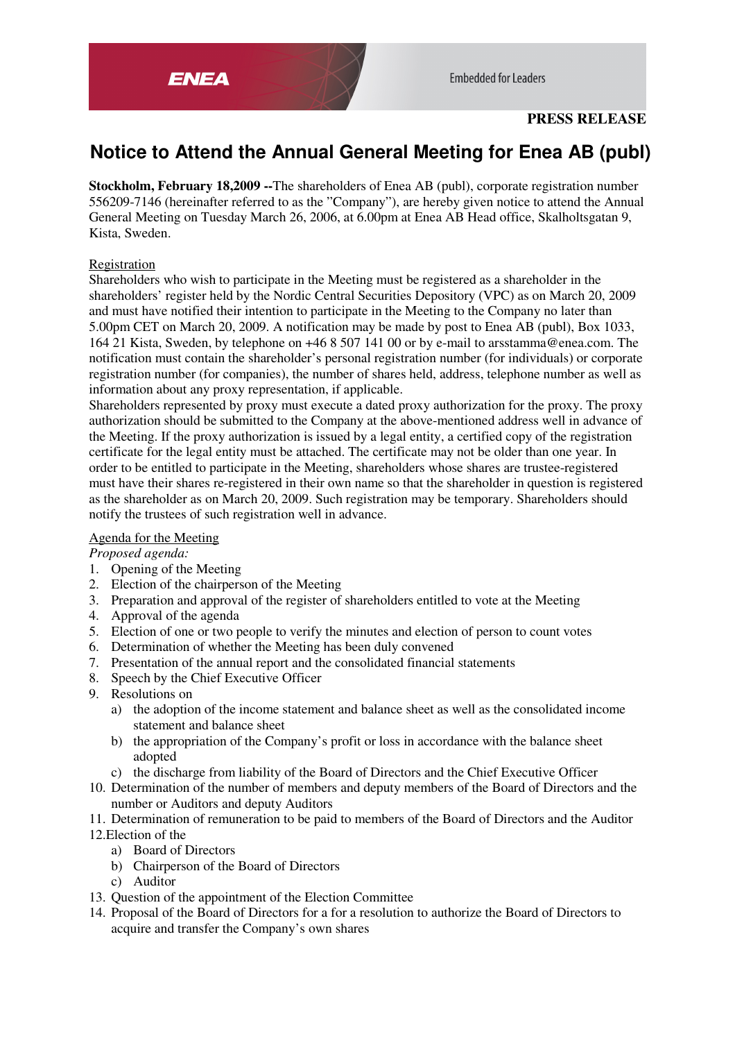ENEA

Embedded for Leaders

**PRESS RELEASE**

# Notice to Attend the Annual General Meeting for Enea AB (publ)

**Stockholm, February 18,2009 --**The shareholders of Enea AB (publ), corporate registration number 556209-7146 (hereinafter referred to as the "Company"), are hereby given notice to attend the Annual General Meeting on Tuesday March 26, 2006, at 6.00pm at Enea AB Head office, Skalholtsgatan 9, Kista, Sweden.

Registration

Shareholders who wish to participate in the Meeting must be registered as a shareholder in the shareholders' register held by the Nordic Central Securities Depository (VPC) as on March 20, 2009 and must have notified their intention to participate in the Meeting to the Company no later than 5.00pm CET on March 20, 2009. A notification may be made by post to Enea AB (publ), Box 1033, 164 21 Kista, Sweden, by telephone on +46 8 507 141 00 or by e-mail to arsstamma@enea.com. The notification must contain the shareholder's personal registration number (for individuals) or corporate registration number (for companies), the number of shares held, address, telephone number as well as information about any proxy representation, if applicable.

Shareholders represented by proxy must execute a dated proxy authorization for the proxy. The proxy authorization should be submitted to the Company at the above-mentioned address well in advance of the Meeting. If the proxy authorization is issued by a legal entity, a certified copy of the registration certificate for the legal entity must be attached. The certificate may not be older than one year. In order to be entitled to participate in the Meeting, shareholders whose shares are trustee-registered must have their shares re-registered in their own name so that the shareholder in question is registered as the shareholder as on March 20, 2009. Such registration may be temporary. Shareholders should notify the trustees of such registration well in advance.

Agenda for the Meeting

*Proposed agenda:*

1. Opening of the Meeting
2. Election of the chairperson of the Meeting
3. Preparation and approval of the register of shareholders entitled to vote at the Meeting
4. Approval of the agenda
5. Election of one or two people to verify the minutes and election of person to count votes
6. Determination of whether the Meeting has been duly convened
7. Presentation of the annual report and the consolidated financial statements
8. Speech by the Chief Executive Officer
9. Resolutions on
   a) the adoption of the income statement and balance sheet as well as the consolidated income statement and balance sheet
   b) the appropriation of the Company's profit or loss in accordance with the balance sheet adopted
   c) the discharge from liability of the Board of Directors and the Chief Executive Officer
10. Determination of the number of members and deputy members of the Board of Directors and the number or Auditors and deputy Auditors
11. Determination of remuneration to be paid to members of the Board of Directors and the Auditor
12. Election of the
    a) Board of Directors
    b) Chairperson of the Board of Directors
    c) Auditor
13. Question of the appointment of the Election Committee
14. Proposal of the Board of Directors for a for a resolution to authorize the Board of Directors to acquire and transfer the Company's own shares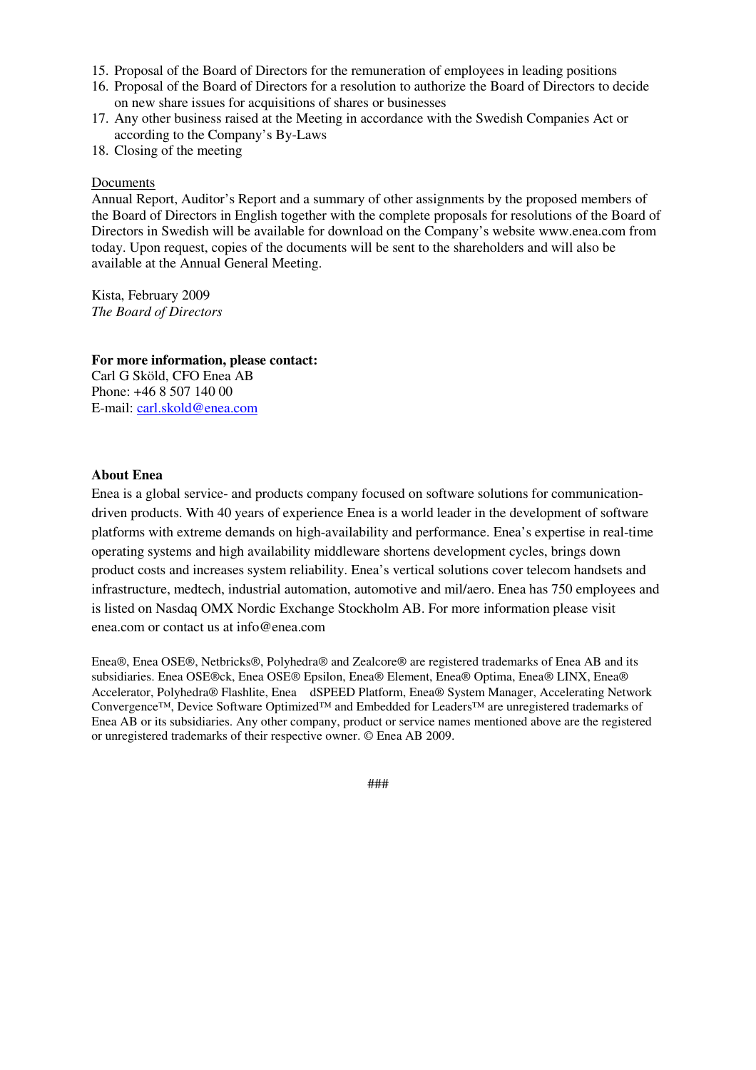15. Proposal of the Board of Directors for the remuneration of employees in leading positions
16. Proposal of the Board of Directors for a resolution to authorize the Board of Directors to decide on new share issues for acquisitions of shares or businesses
17. Any other business raised at the Meeting in accordance with the Swedish Companies Act or according to the Company's By-Laws
18. Closing of the meeting

Documents

Annual Report, Auditor's Report and a summary of other assignments by the proposed members of the Board of Directors in English together with the complete proposals for resolutions of the Board of Directors in Swedish will be available for download on the Company's website www.enea.com from today. Upon request, copies of the documents will be sent to the shareholders and will also be available at the Annual General Meeting.

Kista, February 2009
*The Board of Directors*

**For more information, please contact:**
Carl G Sköld, CFO Enea AB
Phone: +46 8 507 140 00
E-mail: carl.skold@enea.com

**About Enea**

Enea is a global service- and products company focused on software solutions for communication-driven products. With 40 years of experience Enea is a world leader in the development of software platforms with extreme demands on high-availability and performance. Enea's expertise in real-time operating systems and high availability middleware shortens development cycles, brings down product costs and increases system reliability. Enea's vertical solutions cover telecom handsets and infrastructure, medtech, industrial automation, automotive and mil/aero. Enea has 750 employees and is listed on Nasdaq OMX Nordic Exchange Stockholm AB. For more information please visit enea.com or contact us at info@enea.com

Enea®, Enea OSE®, Netbricks®, Polyhedra® and Zealcore® are registered trademarks of Enea AB and its subsidiaries. Enea OSE®ck, Enea OSE® Epsilon, Enea® Element, Enea® Optima, Enea® LINX, Enea® Accelerator, Polyhedra® Flashlite, Enea dSPEED Platform, Enea® System Manager, Accelerating Network Convergence™, Device Software Optimized™ and Embedded for Leaders™ are unregistered trademarks of Enea AB or its subsidiaries. Any other company, product or service names mentioned above are the registered or unregistered trademarks of their respective owner. © Enea AB 2009.

###